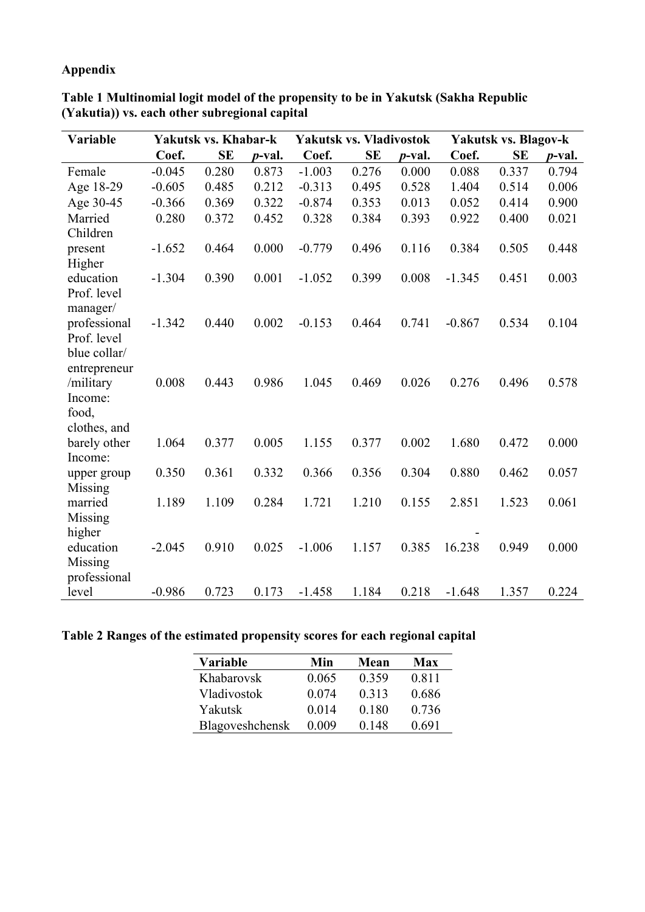**Appendix**

**Table 1 Multinomial logit model of the propensity to be in Yakutsk (Sakha Republic (Yakutia)) vs. each other subregional capital**

| Variable | Yakutsk vs. Khabar-k | | | Yakutsk vs. Vladivostok | | | Yakutsk vs. Blagov-k | | |
|---|---|---|---|---|---|---|---|---|---|
| | Coef. | SE | *p*-val. | Coef. | SE | *p*-val. | Coef. | SE | *p*-val. |
| Female | -0.045 | 0.280 | 0.873 | -1.003 | 0.276 | 0.000 | 0.088 | 0.337 | 0.794 |
| Age 18-29 | -0.605 | 0.485 | 0.212 | -0.313 | 0.495 | 0.528 | 1.404 | 0.514 | 0.006 |
| Age 30-45 | -0.366 | 0.369 | 0.322 | -0.874 | 0.353 | 0.013 | 0.052 | 0.414 | 0.900 |
| Married | 0.280 | 0.372 | 0.452 | 0.328 | 0.384 | 0.393 | 0.922 | 0.400 | 0.021 |
| Children present | -1.652 | 0.464 | 0.000 | -0.779 | 0.496 | 0.116 | 0.384 | 0.505 | 0.448 |
| Higher education | -1.304 | 0.390 | 0.001 | -1.052 | 0.399 | 0.008 | -1.345 | 0.451 | 0.003 |
| Prof. level manager/ professional | -1.342 | 0.440 | 0.002 | -0.153 | 0.464 | 0.741 | -0.867 | 0.534 | 0.104 |
| Prof. level blue collar/ entrepreneur /military | 0.008 | 0.443 | 0.986 | 1.045 | 0.469 | 0.026 | 0.276 | 0.496 | 0.578 |
| Income: food, clothes, and barely other | 1.064 | 0.377 | 0.005 | 1.155 | 0.377 | 0.002 | 1.680 | 0.472 | 0.000 |
| Income: upper group | 0.350 | 0.361 | 0.332 | 0.366 | 0.356 | 0.304 | 0.880 | 0.462 | 0.057 |
| Missing married | 1.189 | 1.109 | 0.284 | 1.721 | 1.210 | 0.155 | 2.851 | 1.523 | 0.061 |
| Missing higher education | -2.045 | 0.910 | 0.025 | -1.006 | 1.157 | 0.385 | -16.238 | 0.949 | 0.000 |
| Missing professional level | -0.986 | 0.723 | 0.173 | -1.458 | 1.184 | 0.218 | -1.648 | 1.357 | 0.224 |

**Table 2 Ranges of the estimated propensity scores for each regional capital**

| Variable | Min | Mean | Max |
|---|---|---|---|
| Khabarovsk | 0.065 | 0.359 | 0.811 |
| Vladivostok | 0.074 | 0.313 | 0.686 |
| Yakutsk | 0.014 | 0.180 | 0.736 |
| Blagoveshchensk | 0.009 | 0.148 | 0.691 |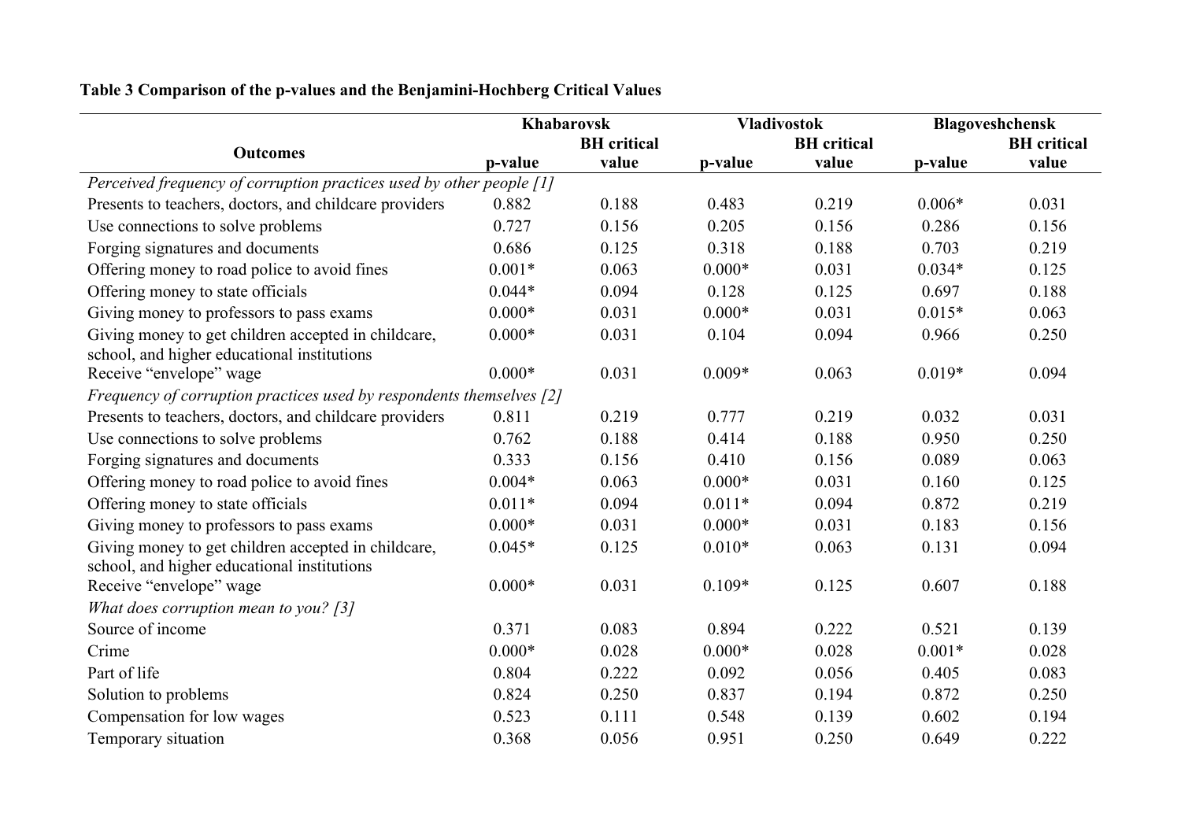**Table 3 Comparison of the p-values and the Benjamini-Hochberg Critical Values**

| Outcomes | Khabarovsk | | Vladivostok | | Blagoveshchensk | |
|---|---|---|---|---|---|---|
| | p-value | BH critical value | p-value | BH critical value | p-value | BH critical value |
| *Perceived frequency of corruption practices used by other people [1]* | | | | | | |
| Presents to teachers, doctors, and childcare providers | 0.882 | 0.188 | 0.483 | 0.219 | 0.006* | 0.031 |
| Use connections to solve problems | 0.727 | 0.156 | 0.205 | 0.156 | 0.286 | 0.156 |
| Forging signatures and documents | 0.686 | 0.125 | 0.318 | 0.188 | 0.703 | 0.219 |
| Offering money to road police to avoid fines | 0.001* | 0.063 | 0.000* | 0.031 | 0.034* | 0.125 |
| Offering money to state officials | 0.044* | 0.094 | 0.128 | 0.125 | 0.697 | 0.188 |
| Giving money to professors to pass exams | 0.000* | 0.031 | 0.000* | 0.031 | 0.015* | 0.063 |
| Giving money to get children accepted in childcare, school, and higher educational institutions | 0.000* | 0.031 | 0.104 | 0.094 | 0.966 | 0.250 |
| Receive "envelope" wage | 0.000* | 0.031 | 0.009* | 0.063 | 0.019* | 0.094 |
| *Frequency of corruption practices used by respondents themselves [2]* | | | | | | |
| Presents to teachers, doctors, and childcare providers | 0.811 | 0.219 | 0.777 | 0.219 | 0.032 | 0.031 |
| Use connections to solve problems | 0.762 | 0.188 | 0.414 | 0.188 | 0.950 | 0.250 |
| Forging signatures and documents | 0.333 | 0.156 | 0.410 | 0.156 | 0.089 | 0.063 |
| Offering money to road police to avoid fines | 0.004* | 0.063 | 0.000* | 0.031 | 0.160 | 0.125 |
| Offering money to state officials | 0.011* | 0.094 | 0.011* | 0.094 | 0.872 | 0.219 |
| Giving money to professors to pass exams | 0.000* | 0.031 | 0.000* | 0.031 | 0.183 | 0.156 |
| Giving money to get children accepted in childcare, school, and higher educational institutions | 0.045* | 0.125 | 0.010* | 0.063 | 0.131 | 0.094 |
| Receive "envelope" wage | 0.000* | 0.031 | 0.109* | 0.125 | 0.607 | 0.188 |
| *What does corruption mean to you? [3]* | | | | | | |
| Source of income | 0.371 | 0.083 | 0.894 | 0.222 | 0.521 | 0.139 |
| Crime | 0.000* | 0.028 | 0.000* | 0.028 | 0.001* | 0.028 |
| Part of life | 0.804 | 0.222 | 0.092 | 0.056 | 0.405 | 0.083 |
| Solution to problems | 0.824 | 0.250 | 0.837 | 0.194 | 0.872 | 0.250 |
| Compensation for low wages | 0.523 | 0.111 | 0.548 | 0.139 | 0.602 | 0.194 |
| Temporary situation | 0.368 | 0.056 | 0.951 | 0.250 | 0.649 | 0.222 |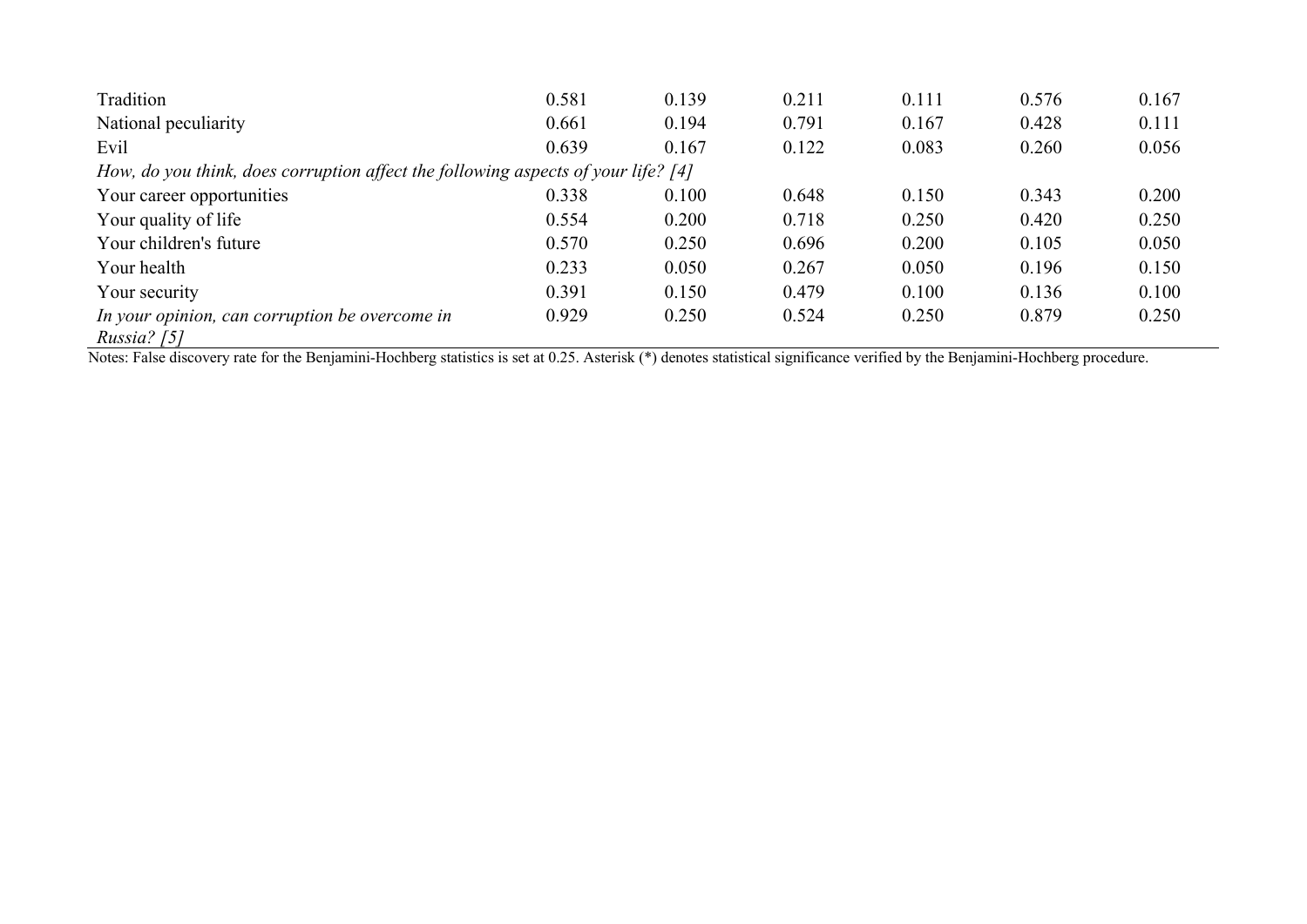| | | | | | | |
|---|---|---|---|---|---|---|
| Tradition | 0.581 | 0.139 | 0.211 | 0.111 | 0.576 | 0.167 |
| National peculiarity | 0.661 | 0.194 | 0.791 | 0.167 | 0.428 | 0.111 |
| Evil | 0.639 | 0.167 | 0.122 | 0.083 | 0.260 | 0.056 |
| *How, do you think, does corruption affect the following aspects of your life? [4]* | | | | | | |
| Your career opportunities | 0.338 | 0.100 | 0.648 | 0.150 | 0.343 | 0.200 |
| Your quality of life | 0.554 | 0.200 | 0.718 | 0.250 | 0.420 | 0.250 |
| Your children's future | 0.570 | 0.250 | 0.696 | 0.200 | 0.105 | 0.050 |
| Your health | 0.233 | 0.050 | 0.267 | 0.050 | 0.196 | 0.150 |
| Your security | 0.391 | 0.150 | 0.479 | 0.100 | 0.136 | 0.100 |
| *In your opinion, can corruption be overcome in Russia? [5]* | 0.929 | 0.250 | 0.524 | 0.250 | 0.879 | 0.250 |

Notes: False discovery rate for the Benjamini-Hochberg statistics is set at 0.25. Asterisk (*) denotes statistical significance verified by the Benjamini-Hochberg procedure.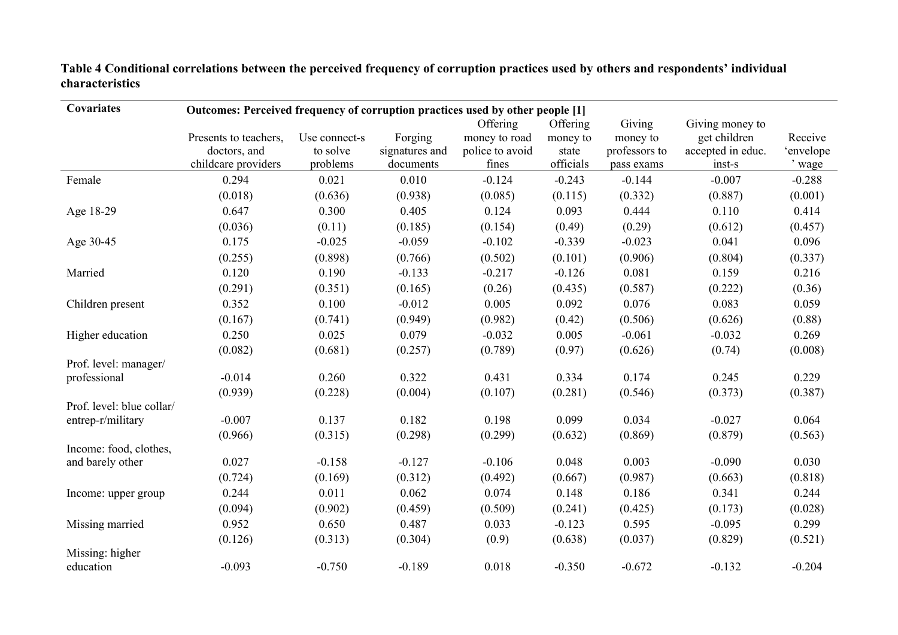**Table 4 Conditional correlations between the perceived frequency of corruption practices used by others and respondents' individual characteristics**

| Covariates | Outcomes: Perceived frequency of corruption practices used by other people [1] | | | | | | | |
|---|---|---|---|---|---|---|---|---|
| | Presents to teachers, doctors, and childcare providers | Use connect-s to solve problems | Forging signatures and documents | Offering money to road police to avoid fines | Offering money to state officials | Giving money to professors to pass exams | Giving money to get children accepted in educ. inst-s | Receive 'envelope' wage |
| Female | 0.294 | 0.021 | 0.010 | -0.124 | -0.243 | -0.144 | -0.007 | -0.288 |
| | (0.018) | (0.636) | (0.938) | (0.085) | (0.115) | (0.332) | (0.887) | (0.001) |
| Age 18-29 | 0.647 | 0.300 | 0.405 | 0.124 | 0.093 | 0.444 | 0.110 | 0.414 |
| | (0.036) | (0.11) | (0.185) | (0.154) | (0.49) | (0.29) | (0.612) | (0.457) |
| Age 30-45 | 0.175 | -0.025 | -0.059 | -0.102 | -0.339 | -0.023 | 0.041 | 0.096 |
| | (0.255) | (0.898) | (0.766) | (0.502) | (0.101) | (0.906) | (0.804) | (0.337) |
| Married | 0.120 | 0.190 | -0.133 | -0.217 | -0.126 | 0.081 | 0.159 | 0.216 |
| | (0.291) | (0.351) | (0.165) | (0.26) | (0.435) | (0.587) | (0.222) | (0.36) |
| Children present | 0.352 | 0.100 | -0.012 | 0.005 | 0.092 | 0.076 | 0.083 | 0.059 |
| | (0.167) | (0.741) | (0.949) | (0.982) | (0.42) | (0.506) | (0.626) | (0.88) |
| Higher education | 0.250 | 0.025 | 0.079 | -0.032 | 0.005 | -0.061 | -0.032 | 0.269 |
| | (0.082) | (0.681) | (0.257) | (0.789) | (0.97) | (0.626) | (0.74) | (0.008) |
| Prof. level: manager/ professional | -0.014 | 0.260 | 0.322 | 0.431 | 0.334 | 0.174 | 0.245 | 0.229 |
| | (0.939) | (0.228) | (0.004) | (0.107) | (0.281) | (0.546) | (0.373) | (0.387) |
| Prof. level: blue collar/ entrep-r/military | -0.007 | 0.137 | 0.182 | 0.198 | 0.099 | 0.034 | -0.027 | 0.064 |
| | (0.966) | (0.315) | (0.298) | (0.299) | (0.632) | (0.869) | (0.879) | (0.563) |
| Income: food, clothes, and barely other | 0.027 | -0.158 | -0.127 | -0.106 | 0.048 | 0.003 | -0.090 | 0.030 |
| | (0.724) | (0.169) | (0.312) | (0.492) | (0.667) | (0.987) | (0.663) | (0.818) |
| Income: upper group | 0.244 | 0.011 | 0.062 | 0.074 | 0.148 | 0.186 | 0.341 | 0.244 |
| | (0.094) | (0.902) | (0.459) | (0.509) | (0.241) | (0.425) | (0.173) | (0.028) |
| Missing married | 0.952 | 0.650 | 0.487 | 0.033 | -0.123 | 0.595 | -0.095 | 0.299 |
| | (0.126) | (0.313) | (0.304) | (0.9) | (0.638) | (0.037) | (0.829) | (0.521) |
| Missing: higher education | -0.093 | -0.750 | -0.189 | 0.018 | -0.350 | -0.672 | -0.132 | -0.204 |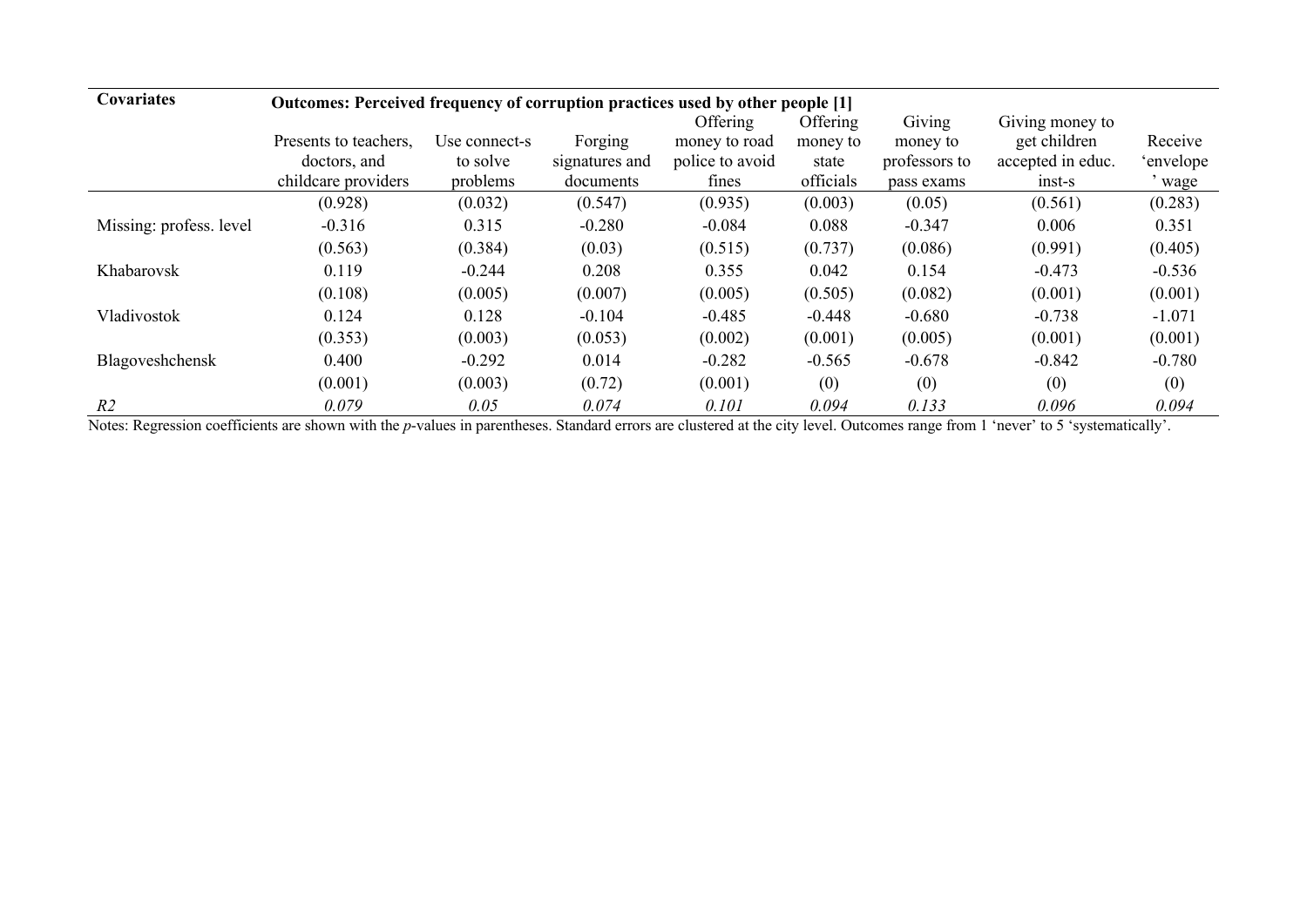| Covariates | Outcomes: Perceived frequency of corruption practices used by other people [1] | | | | | | | |
|---|---|---|---|---|---|---|---|---|
| | Presents to teachers, doctors, and childcare providers | Use connect-s to solve problems | Forging signatures and documents | Offering money to road police to avoid fines | Offering money to state officials | Giving money to professors to pass exams | Giving money to get children accepted in educ. inst-s | Receive 'envelope' wage |
| | (0.928) | (0.032) | (0.547) | (0.935) | (0.003) | (0.05) | (0.561) | (0.283) |
| Missing: profess. level | -0.316 | 0.315 | -0.280 | -0.084 | 0.088 | -0.347 | 0.006 | 0.351 |
| | (0.563) | (0.384) | (0.03) | (0.515) | (0.737) | (0.086) | (0.991) | (0.405) |
| Khabarovsk | 0.119 | -0.244 | 0.208 | 0.355 | 0.042 | 0.154 | -0.473 | -0.536 |
| | (0.108) | (0.005) | (0.007) | (0.005) | (0.505) | (0.082) | (0.001) | (0.001) |
| Vladivostok | 0.124 | 0.128 | -0.104 | -0.485 | -0.448 | -0.680 | -0.738 | -1.071 |
| | (0.353) | (0.003) | (0.053) | (0.002) | (0.001) | (0.005) | (0.001) | (0.001) |
| Blagoveshchensk | 0.400 | -0.292 | 0.014 | -0.282 | -0.565 | -0.678 | -0.842 | -0.780 |
| | (0.001) | (0.003) | (0.72) | (0.001) | (0) | (0) | (0) | (0) |
| *$R^2$* | *0.079* | *0.05* | *0.074* | *0.101* | *0.094* | *0.133* | *0.096* | *0.094* |

Notes: Regression coefficients are shown with the *p*-values in parentheses. Standard errors are clustered at the city level. Outcomes range from 1 'never' to 5 'systematically'.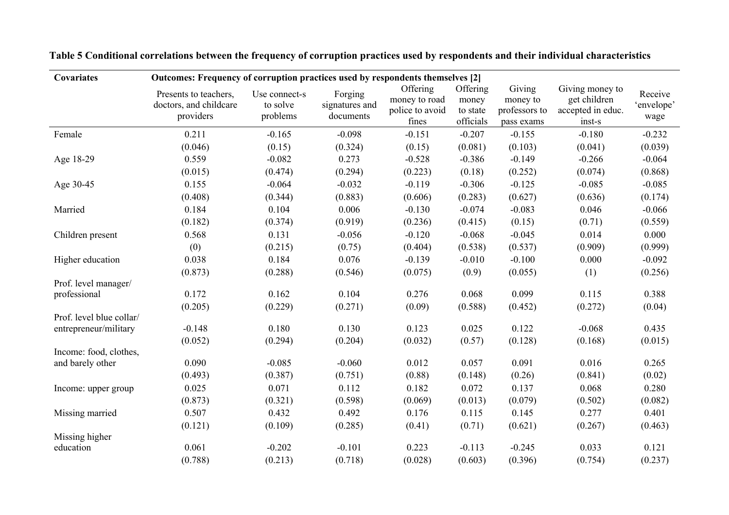**Table 5 Conditional correlations between the frequency of corruption practices used by respondents and their individual characteristics**

| Covariates | Outcomes: Frequency of corruption practices used by respondents themselves [2] | | | | | | | |
|---|---|---|---|---|---|---|---|---|
| | Presents to teachers, doctors, and childcare providers | Use connect-s to solve problems | Forging signatures and documents | Offering money to road police to avoid fines | Offering money to state officials | Giving money to professors to pass exams | Giving money to get children accepted in educ. inst-s | Receive 'envelope' wage |
| Female | 0.211 | -0.165 | -0.098 | -0.151 | -0.207 | -0.155 | -0.180 | -0.232 |
| | (0.046) | (0.15) | (0.324) | (0.15) | (0.081) | (0.103) | (0.041) | (0.039) |
| Age 18-29 | 0.559 | -0.082 | 0.273 | -0.528 | -0.386 | -0.149 | -0.266 | -0.064 |
| | (0.015) | (0.474) | (0.294) | (0.223) | (0.18) | (0.252) | (0.074) | (0.868) |
| Age 30-45 | 0.155 | -0.064 | -0.032 | -0.119 | -0.306 | -0.125 | -0.085 | -0.085 |
| | (0.408) | (0.344) | (0.883) | (0.606) | (0.283) | (0.627) | (0.636) | (0.174) |
| Married | 0.184 | 0.104 | 0.006 | -0.130 | -0.074 | -0.083 | 0.046 | -0.066 |
| | (0.182) | (0.374) | (0.919) | (0.236) | (0.415) | (0.15) | (0.71) | (0.559) |
| Children present | 0.568 | 0.131 | -0.056 | -0.120 | -0.068 | -0.045 | 0.014 | 0.000 |
| | (0) | (0.215) | (0.75) | (0.404) | (0.538) | (0.537) | (0.909) | (0.999) |
| Higher education | 0.038 | 0.184 | 0.076 | -0.139 | -0.010 | -0.100 | 0.000 | -0.092 |
| | (0.873) | (0.288) | (0.546) | (0.075) | (0.9) | (0.055) | (1) | (0.256) |
| Prof. level manager/ professional | 0.172 | 0.162 | 0.104 | 0.276 | 0.068 | 0.099 | 0.115 | 0.388 |
| | (0.205) | (0.229) | (0.271) | (0.09) | (0.588) | (0.452) | (0.272) | (0.04) |
| Prof. level blue collar/ entrepreneur/military | -0.148 | 0.180 | 0.130 | 0.123 | 0.025 | 0.122 | -0.068 | 0.435 |
| | (0.052) | (0.294) | (0.204) | (0.032) | (0.57) | (0.128) | (0.168) | (0.015) |
| Income: food, clothes, and barely other | 0.090 | -0.085 | -0.060 | 0.012 | 0.057 | 0.091 | 0.016 | 0.265 |
| | (0.493) | (0.387) | (0.751) | (0.88) | (0.148) | (0.26) | (0.841) | (0.02) |
| Income: upper group | 0.025 | 0.071 | 0.112 | 0.182 | 0.072 | 0.137 | 0.068 | 0.280 |
| | (0.873) | (0.321) | (0.598) | (0.069) | (0.013) | (0.079) | (0.502) | (0.082) |
| Missing married | 0.507 | 0.432 | 0.492 | 0.176 | 0.115 | 0.145 | 0.277 | 0.401 |
| | (0.121) | (0.109) | (0.285) | (0.41) | (0.71) | (0.621) | (0.267) | (0.463) |
| Missing higher education | 0.061 | -0.202 | -0.101 | 0.223 | -0.113 | -0.245 | 0.033 | 0.121 |
| | (0.788) | (0.213) | (0.718) | (0.028) | (0.603) | (0.396) | (0.754) | (0.237) |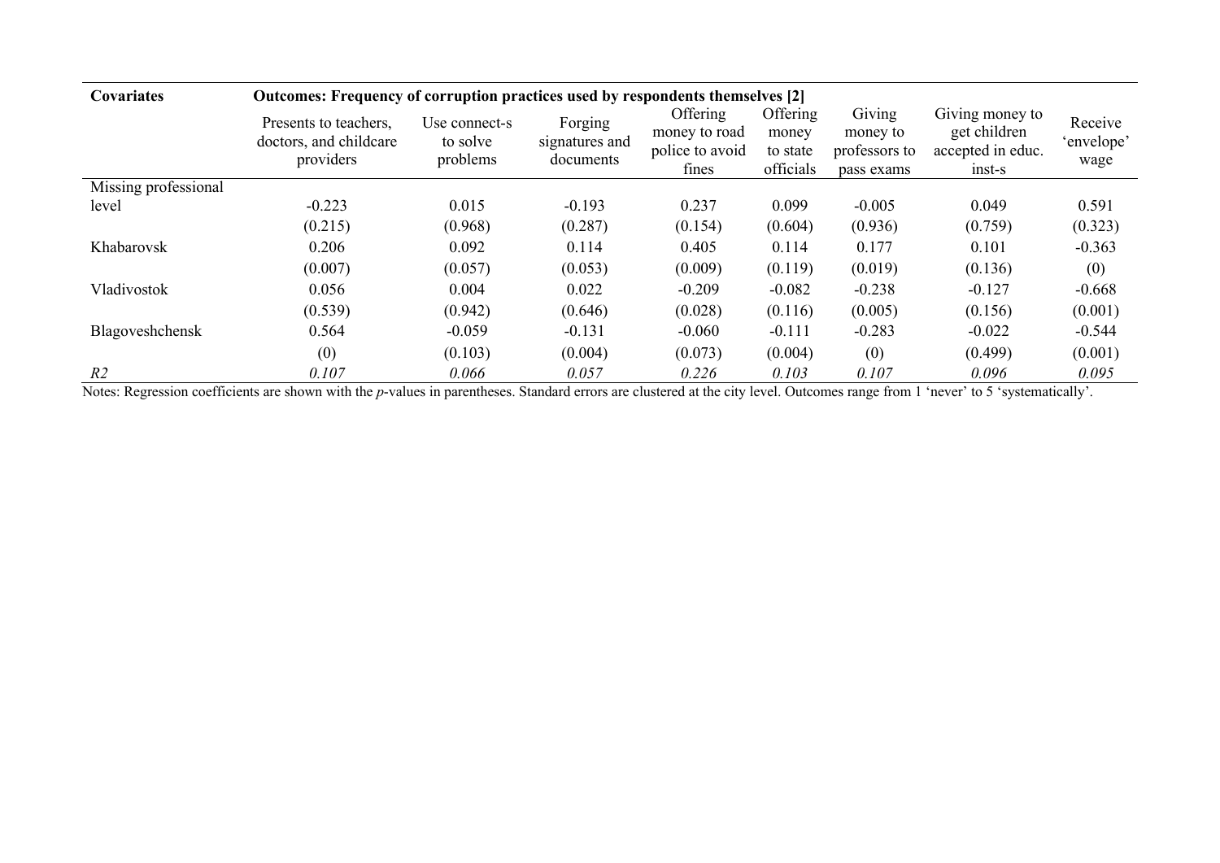| Covariates | Outcomes: Frequency of corruption practices used by respondents themselves [2] | | | | | | | |
|---|---|---|---|---|---|---|---|---|
| | Presents to teachers, doctors, and childcare providers | Use connect-s to solve problems | Forging signatures and documents | Offering money to road police to avoid fines | Offering money to state officials | Giving money to professors to pass exams | Giving money to get children accepted in educ. inst-s | Receive 'envelope' wage |
| Missing professional level | -0.223 | 0.015 | -0.193 | 0.237 | 0.099 | -0.005 | 0.049 | 0.591 |
| | (0.215) | (0.968) | (0.287) | (0.154) | (0.604) | (0.936) | (0.759) | (0.323) |
| Khabarovsk | 0.206 | 0.092 | 0.114 | 0.405 | 0.114 | 0.177 | 0.101 | -0.363 |
| | (0.007) | (0.057) | (0.053) | (0.009) | (0.119) | (0.019) | (0.136) | (0) |
| Vladivostok | 0.056 | 0.004 | 0.022 | -0.209 | -0.082 | -0.238 | -0.127 | -0.668 |
| | (0.539) | (0.942) | (0.646) | (0.028) | (0.116) | (0.005) | (0.156) | (0.001) |
| Blagoveshchensk | 0.564 | -0.059 | -0.131 | -0.060 | -0.111 | -0.283 | -0.022 | -0.544 |
| | (0) | (0.103) | (0.004) | (0.073) | (0.004) | (0) | (0.499) | (0.001) |
| *R2* | *0.107* | *0.066* | *0.057* | *0.226* | *0.103* | *0.107* | *0.096* | *0.095* |

Notes: Regression coefficients are shown with the *p*-values in parentheses. Standard errors are clustered at the city level. Outcomes range from 1 'never' to 5 'systematically'.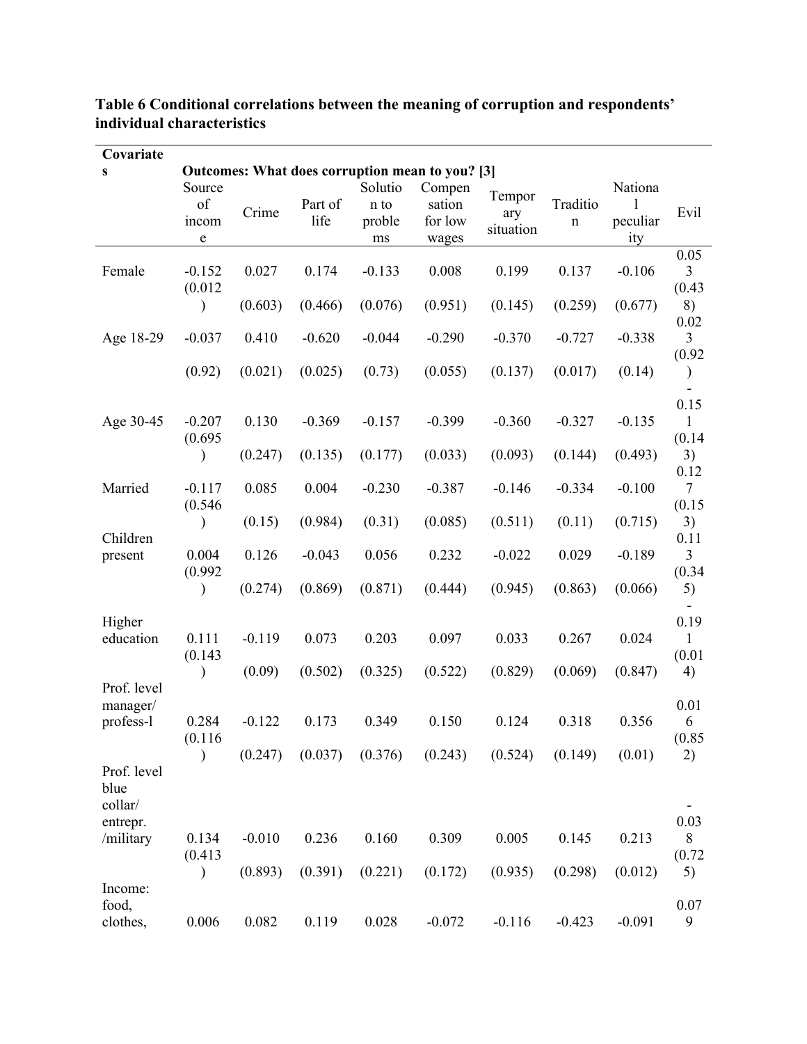**Table 6 Conditional correlations between the meaning of corruption and respondents' individual characteristics**

| Covariates | Outcomes: What does corruption mean to you? [3] | | | | | | | | |
|---|---|---|---|---|---|---|---|---|---|
| | Source of income | Crime | Part of life | Solution to problems | Compensation for low wages | Temporary situation | Tradition | National peculiarity | Evil |
| Female | -0.152 | 0.027 | 0.174 | -0.133 | 0.008 | 0.199 | 0.137 | -0.106 | 0.053 |
| | (0.012) | (0.603) | (0.466) | (0.076) | (0.951) | (0.145) | (0.259) | (0.677) | (0.438) |
| Age 18-29 | -0.037 | 0.410 | -0.620 | -0.044 | -0.290 | -0.370 | -0.727 | -0.338 | 0.023 |
| | (0.92) | (0.021) | (0.025) | (0.73) | (0.055) | (0.137) | (0.017) | (0.14) | (0.92) |
| Age 30-45 | -0.207 | 0.130 | -0.369 | -0.157 | -0.399 | -0.360 | -0.327 | -0.135 | -0.151 |
| | (0.695) | (0.247) | (0.135) | (0.177) | (0.033) | (0.093) | (0.144) | (0.493) | (0.143) |
| Married | -0.117 | 0.085 | 0.004 | -0.230 | -0.387 | -0.146 | -0.334 | -0.100 | 0.127 |
| | (0.546) | (0.15) | (0.984) | (0.31) | (0.085) | (0.511) | (0.11) | (0.715) | (0.153) |
| Children present | 0.004 | 0.126 | -0.043 | 0.056 | 0.232 | -0.022 | 0.029 | -0.189 | 0.113 |
| | (0.992) | (0.274) | (0.869) | (0.871) | (0.444) | (0.945) | (0.863) | (0.066) | (0.345) |
| Higher education | 0.111 | -0.119 | 0.073 | 0.203 | 0.097 | 0.033 | 0.267 | 0.024 | -0.191 |
| | (0.143) | (0.09) | (0.502) | (0.325) | (0.522) | (0.829) | (0.069) | (0.847) | (0.014) |
| Prof. level manager/ profess-l | 0.284 | -0.122 | 0.173 | 0.349 | 0.150 | 0.124 | 0.318 | 0.356 | 0.016 |
| | (0.116) | (0.247) | (0.037) | (0.376) | (0.243) | (0.524) | (0.149) | (0.01) | (0.852) |
| Prof. level blue collar/ entrepr. /military | 0.134 | -0.010 | 0.236 | 0.160 | 0.309 | 0.005 | 0.145 | 0.213 | -0.038 |
| | (0.413) | (0.893) | (0.391) | (0.221) | (0.172) | (0.935) | (0.298) | (0.012) | (0.725) |
| Income: food, clothes, | 0.006 | 0.082 | 0.119 | 0.028 | -0.072 | -0.116 | -0.423 | -0.091 | 0.079 |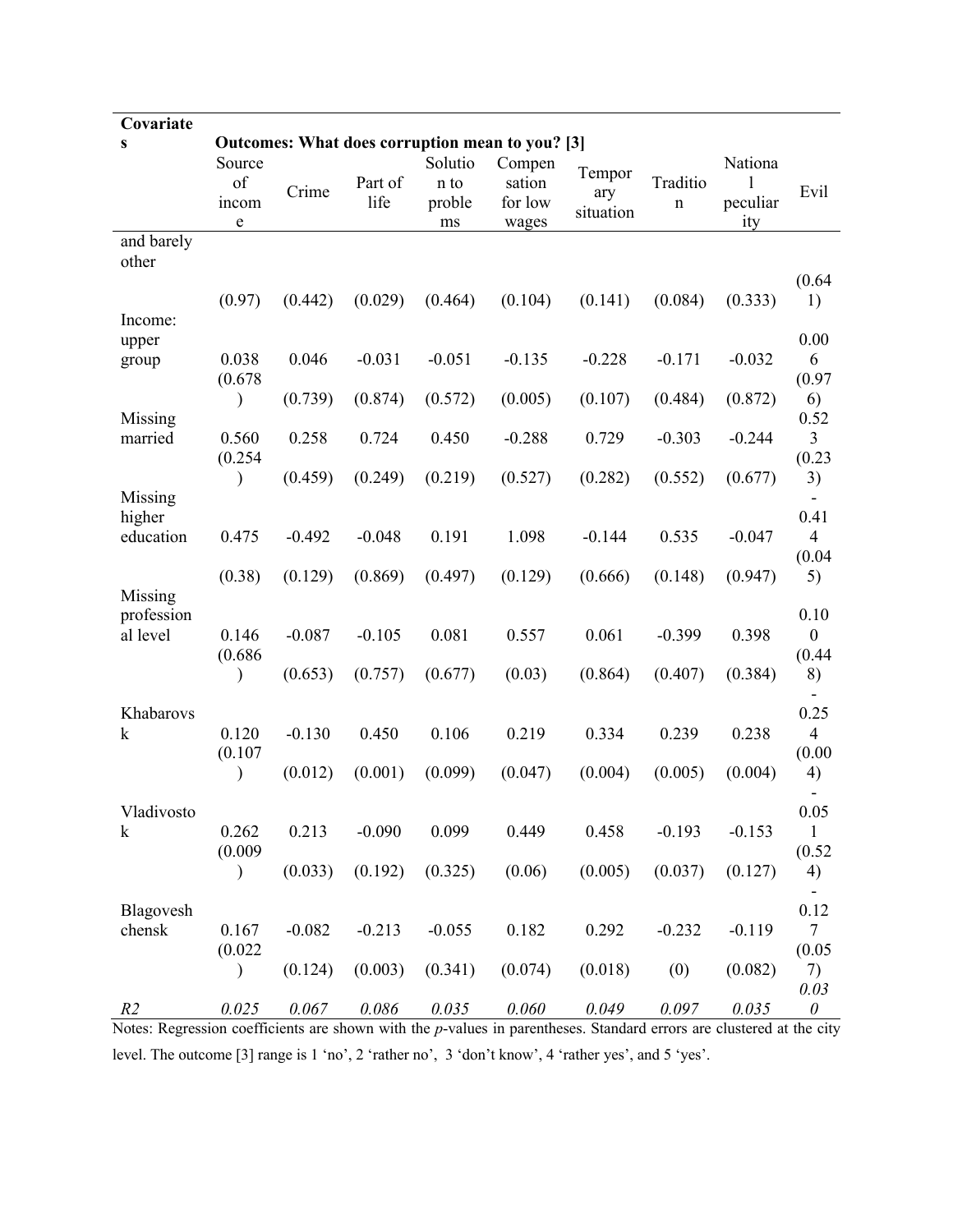| Covariates | Outcomes: What does corruption mean to you? [3] | | | | | | | | |
|---|---|---|---|---|---|---|---|---|---|
| | Source of income | Crime | Part of life | Solution to problems | Compensation for low wages | Temporary situation | Tradition | National peculiarity | Evil |
| and barely other | | | | | | | | | |
| | (0.97) | (0.442) | (0.029) | (0.464) | (0.104) | (0.141) | (0.084) | (0.333) | (0.641) |
| Income: upper group | 0.038 | 0.046 | -0.031 | -0.051 | -0.135 | -0.228 | -0.171 | -0.032 | 0.006 |
| | (0.678) | (0.739) | (0.874) | (0.572) | (0.005) | (0.107) | (0.484) | (0.872) | (0.976) |
| Missing married | 0.560 | 0.258 | 0.724 | 0.450 | -0.288 | 0.729 | -0.303 | -0.244 | 0.523 |
| | (0.254) | (0.459) | (0.249) | (0.219) | (0.527) | (0.282) | (0.552) | (0.677) | (0.233) |
| Missing higher education | 0.475 | -0.492 | -0.048 | 0.191 | 1.098 | -0.144 | 0.535 | -0.047 | -0.414 |
| | (0.38) | (0.129) | (0.869) | (0.497) | (0.129) | (0.666) | (0.148) | (0.947) | (0.045) |
| Missing professional level | 0.146 | -0.087 | -0.105 | 0.081 | 0.557 | 0.061 | -0.399 | 0.398 | 0.100 |
| | (0.686) | (0.653) | (0.757) | (0.677) | (0.03) | (0.864) | (0.407) | (0.384) | (0.448) |
| Khabarovsk | 0.120 | -0.130 | 0.450 | 0.106 | 0.219 | 0.334 | 0.239 | 0.238 | -0.254 |
| | (0.107) | (0.012) | (0.001) | (0.099) | (0.047) | (0.004) | (0.005) | (0.004) | (0.004) |
| Vladivostok | 0.262 | 0.213 | -0.090 | 0.099 | 0.449 | 0.458 | -0.193 | -0.153 | -0.051 |
| | (0.009) | (0.033) | (0.192) | (0.325) | (0.06) | (0.005) | (0.037) | (0.127) | (0.524) |
| Blagoveshchensk | 0.167 | -0.082 | -0.213 | -0.055 | 0.182 | 0.292 | -0.232 | -0.119 | -0.127 |
| | (0.022) | (0.124) | (0.003) | (0.341) | (0.074) | (0.018) | (0) | (0.082) | (0.057) |
| *R2* | *0.025* | *0.067* | *0.086* | *0.035* | *0.060* | *0.049* | *0.097* | *0.035* | *0.030* |

Notes: Regression coefficients are shown with the *p*-values in parentheses. Standard errors are clustered at the city level. The outcome [3] range is 1 'no', 2 'rather no', 3 'don't know', 4 'rather yes', and 5 'yes'.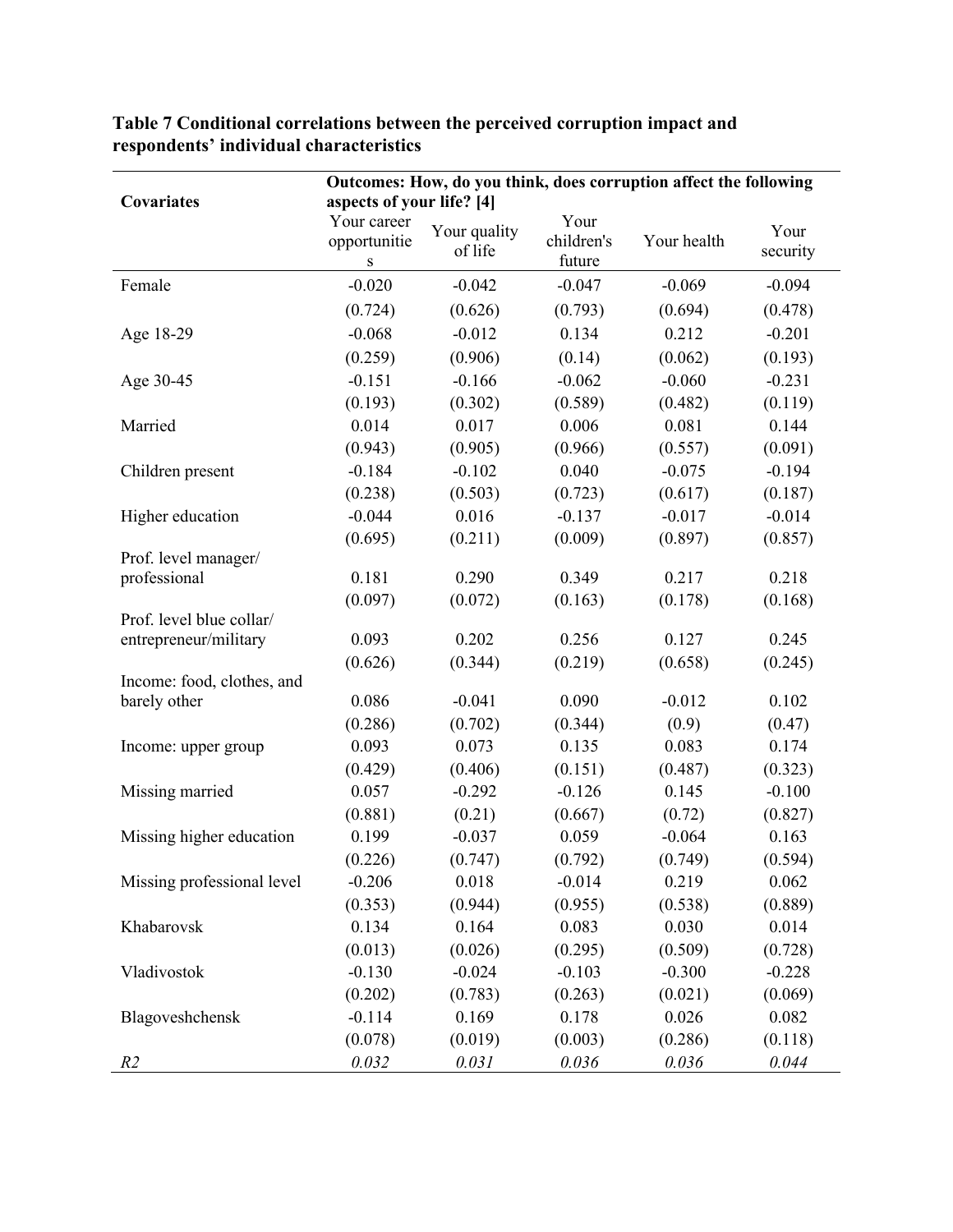**Table 7 Conditional correlations between the perceived corruption impact and respondents' individual characteristics**

| Covariates | Outcomes: How, do you think, does corruption affect the following aspects of your life? [4] | | | | |
|---|---|---|---|---|---|
| | Your career opportunities | Your quality of life | Your children's future | Your health | Your security |
| Female | -0.020 | -0.042 | -0.047 | -0.069 | -0.094 |
| | (0.724) | (0.626) | (0.793) | (0.694) | (0.478) |
| Age 18-29 | -0.068 | -0.012 | 0.134 | 0.212 | -0.201 |
| | (0.259) | (0.906) | (0.14) | (0.062) | (0.193) |
| Age 30-45 | -0.151 | -0.166 | -0.062 | -0.060 | -0.231 |
| | (0.193) | (0.302) | (0.589) | (0.482) | (0.119) |
| Married | 0.014 | 0.017 | 0.006 | 0.081 | 0.144 |
| | (0.943) | (0.905) | (0.966) | (0.557) | (0.091) |
| Children present | -0.184 | -0.102 | 0.040 | -0.075 | -0.194 |
| | (0.238) | (0.503) | (0.723) | (0.617) | (0.187) |
| Higher education | -0.044 | 0.016 | -0.137 | -0.017 | -0.014 |
| | (0.695) | (0.211) | (0.009) | (0.897) | (0.857) |
| Prof. level manager/ professional | 0.181 | 0.290 | 0.349 | 0.217 | 0.218 |
| | (0.097) | (0.072) | (0.163) | (0.178) | (0.168) |
| Prof. level blue collar/ entrepreneur/military | 0.093 | 0.202 | 0.256 | 0.127 | 0.245 |
| | (0.626) | (0.344) | (0.219) | (0.658) | (0.245) |
| Income: food, clothes, and barely other | 0.086 | -0.041 | 0.090 | -0.012 | 0.102 |
| | (0.286) | (0.702) | (0.344) | (0.9) | (0.47) |
| Income: upper group | 0.093 | 0.073 | 0.135 | 0.083 | 0.174 |
| | (0.429) | (0.406) | (0.151) | (0.487) | (0.323) |
| Missing married | 0.057 | -0.292 | -0.126 | 0.145 | -0.100 |
| | (0.881) | (0.21) | (0.667) | (0.72) | (0.827) |
| Missing higher education | 0.199 | -0.037 | 0.059 | -0.064 | 0.163 |
| | (0.226) | (0.747) | (0.792) | (0.749) | (0.594) |
| Missing professional level | -0.206 | 0.018 | -0.014 | 0.219 | 0.062 |
| | (0.353) | (0.944) | (0.955) | (0.538) | (0.889) |
| Khabarovsk | 0.134 | 0.164 | 0.083 | 0.030 | 0.014 |
| | (0.013) | (0.026) | (0.295) | (0.509) | (0.728) |
| Vladivostok | -0.130 | -0.024 | -0.103 | -0.300 | -0.228 |
| | (0.202) | (0.783) | (0.263) | (0.021) | (0.069) |
| Blagoveshchensk | -0.114 | 0.169 | 0.178 | 0.026 | 0.082 |
| | (0.078) | (0.019) | (0.003) | (0.286) | (0.118) |
| *$R^2$* | *0.032* | *0.031* | *0.036* | *0.036* | *0.044* |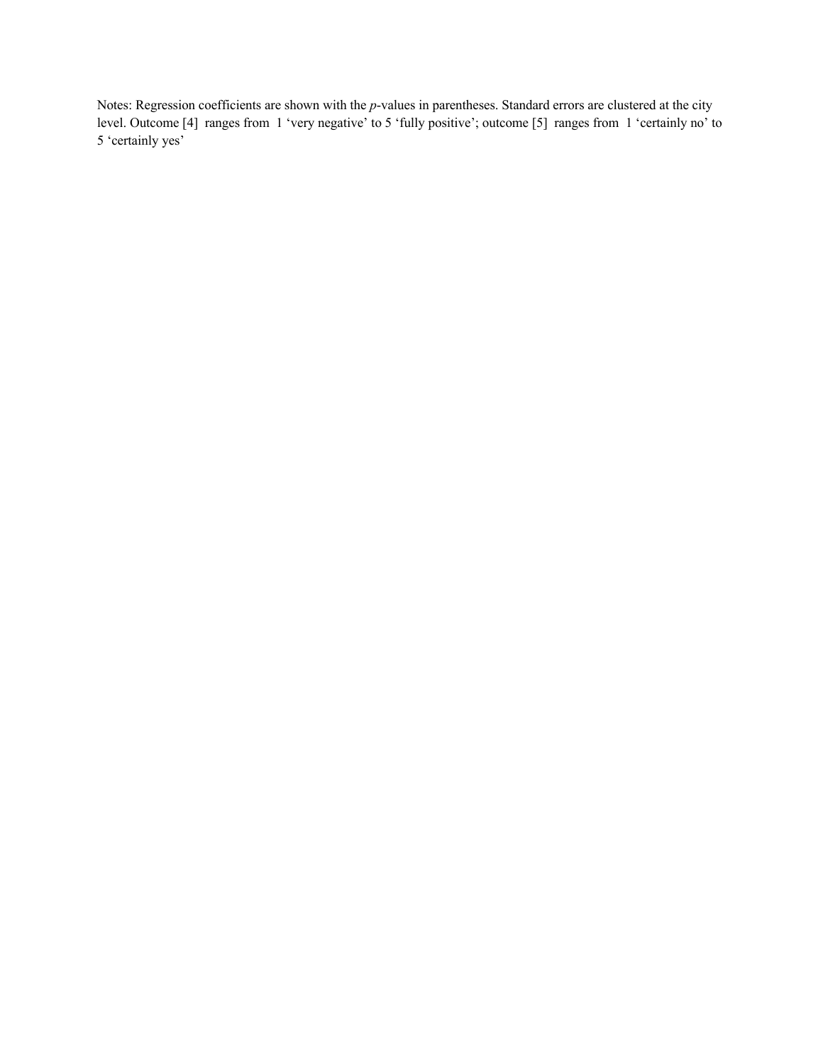Notes: Regression coefficients are shown with the *p*-values in parentheses. Standard errors are clustered at the city level. Outcome [4] ranges from 1 'very negative' to 5 'fully positive'; outcome [5] ranges from 1 'certainly no' to 5 'certainly yes'